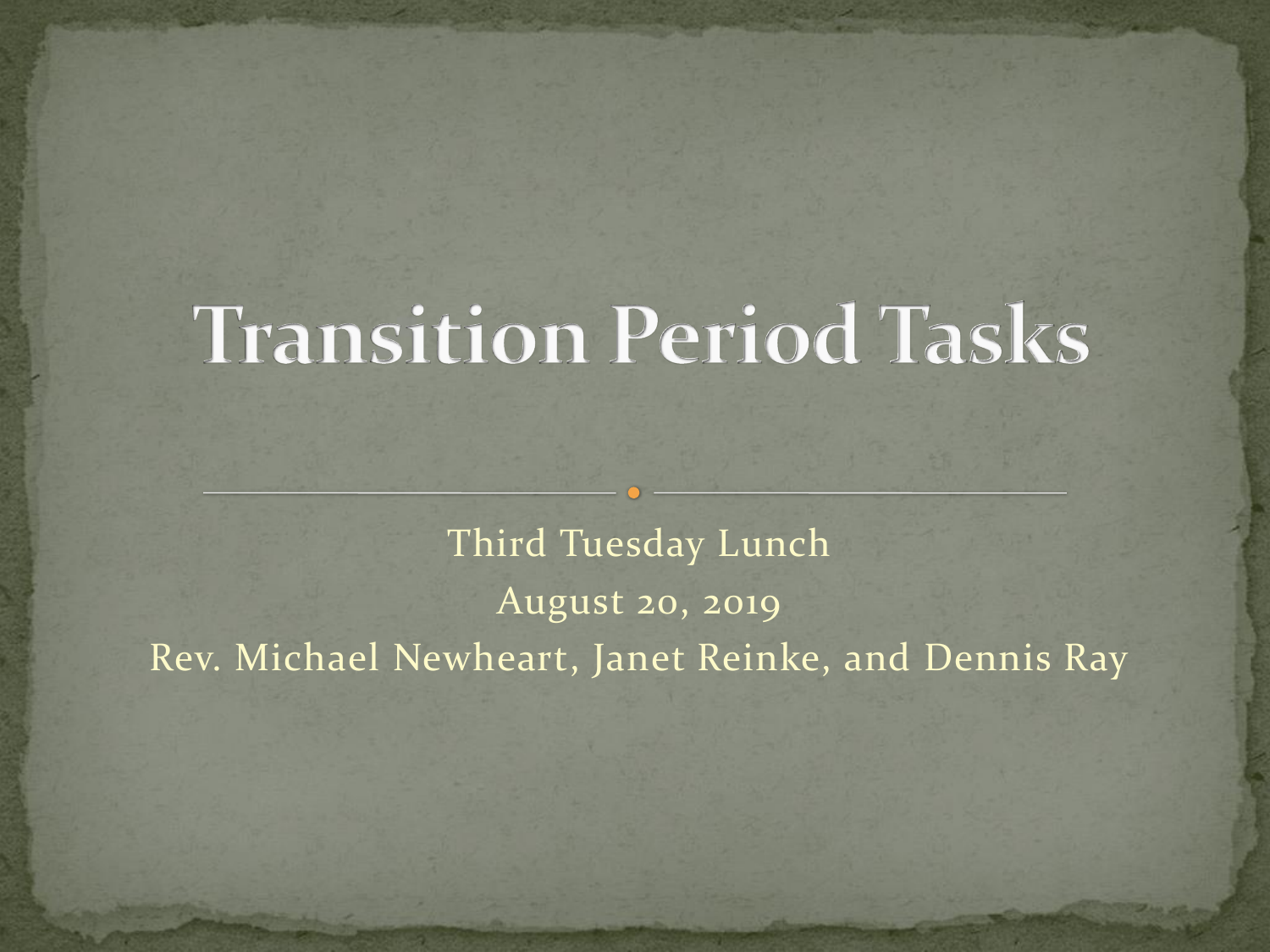# Transition Period Tasks

Third Tuesday Lunch

August 20, 2019

Rev. Michael Newheart, Janet Reinke, and Dennis Ray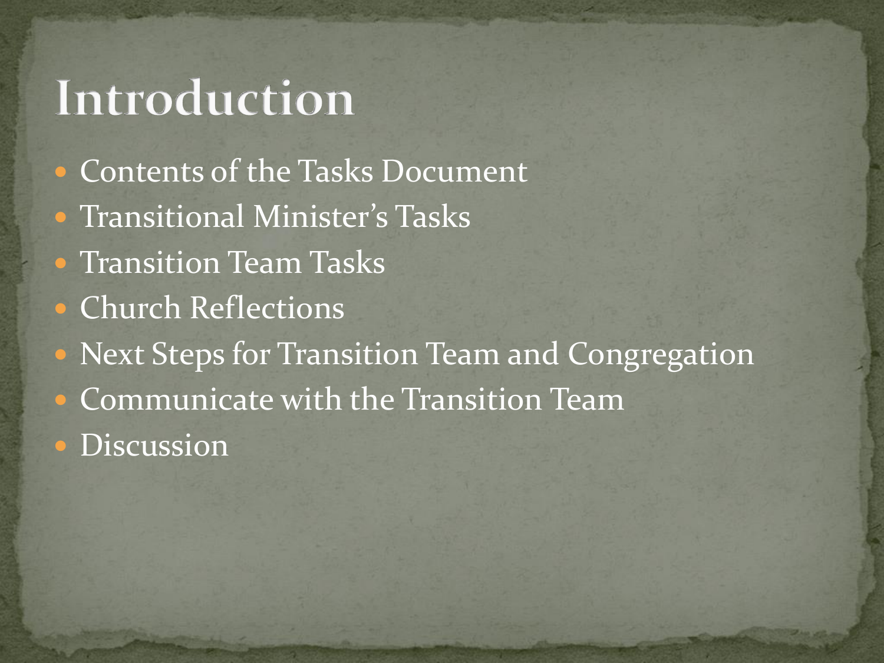# Introduction

- Contents of the Tasks Document
- Transitional Minister's Tasks
- Transition Team Tasks
- Church Reflections
- Next Steps for Transition Team and Congregation
- Communicate with the Transition Team
- Discussion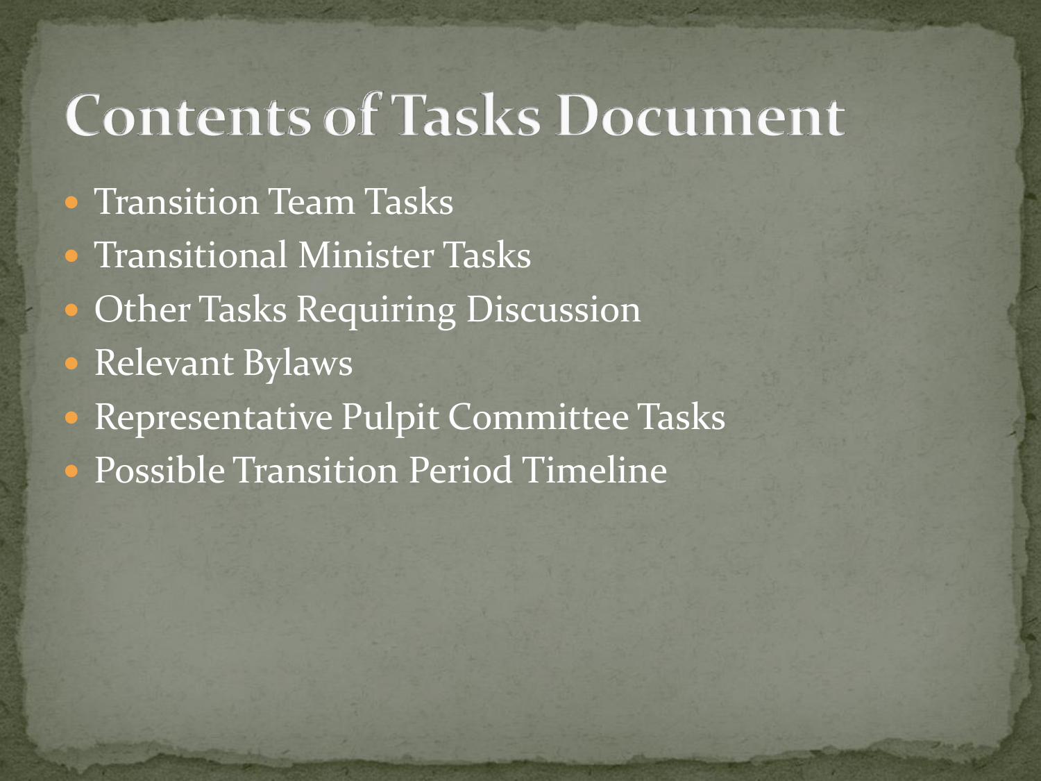# Contents of Tasks Document

- Transition Team Tasks
- Transitional Minister Tasks
- Other Tasks Requiring Discussion
- Relevant Bylaws
- Representative Pulpit Committee Tasks
- Possible Transition Period Timeline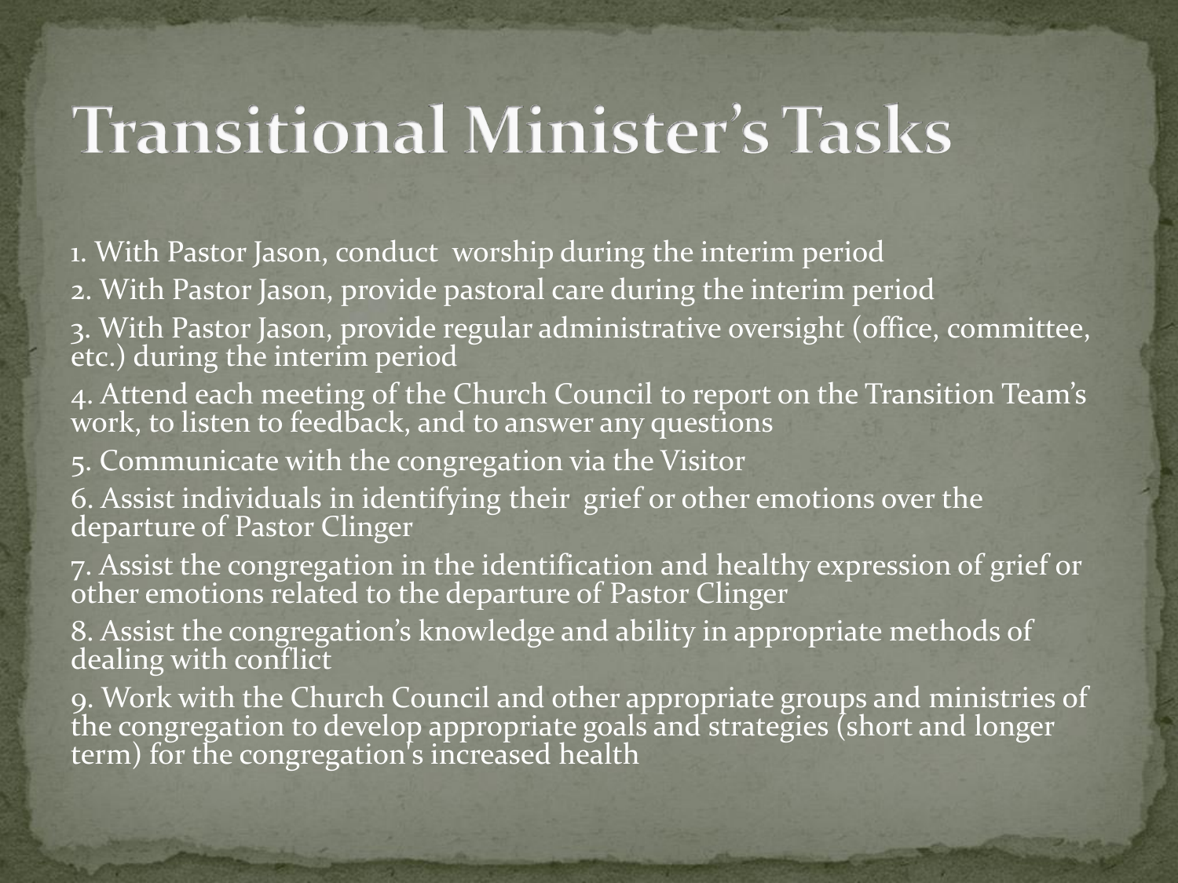# Transitional Minister's Tasks

1. With Pastor Jason, conduct worship during the interim period
2. With Pastor Jason, provide pastoral care during the interim period
3. With Pastor Jason, provide regular administrative oversight (office, committee, etc.) during the interim period
4. Attend each meeting of the Church Council to report on the Transition Team's work, to listen to feedback, and to answer any questions
5. Communicate with the congregation via the Visitor
6. Assist individuals in identifying their grief or other emotions over the departure of Pastor Clinger
7. Assist the congregation in the identification and healthy expression of grief or other emotions related to the departure of Pastor Clinger
8. Assist the congregation's knowledge and ability in appropriate methods of dealing with conflict
9. Work with the Church Council and other appropriate groups and ministries of the congregation to develop appropriate goals and strategies (short and longer term) for the congregation's increased health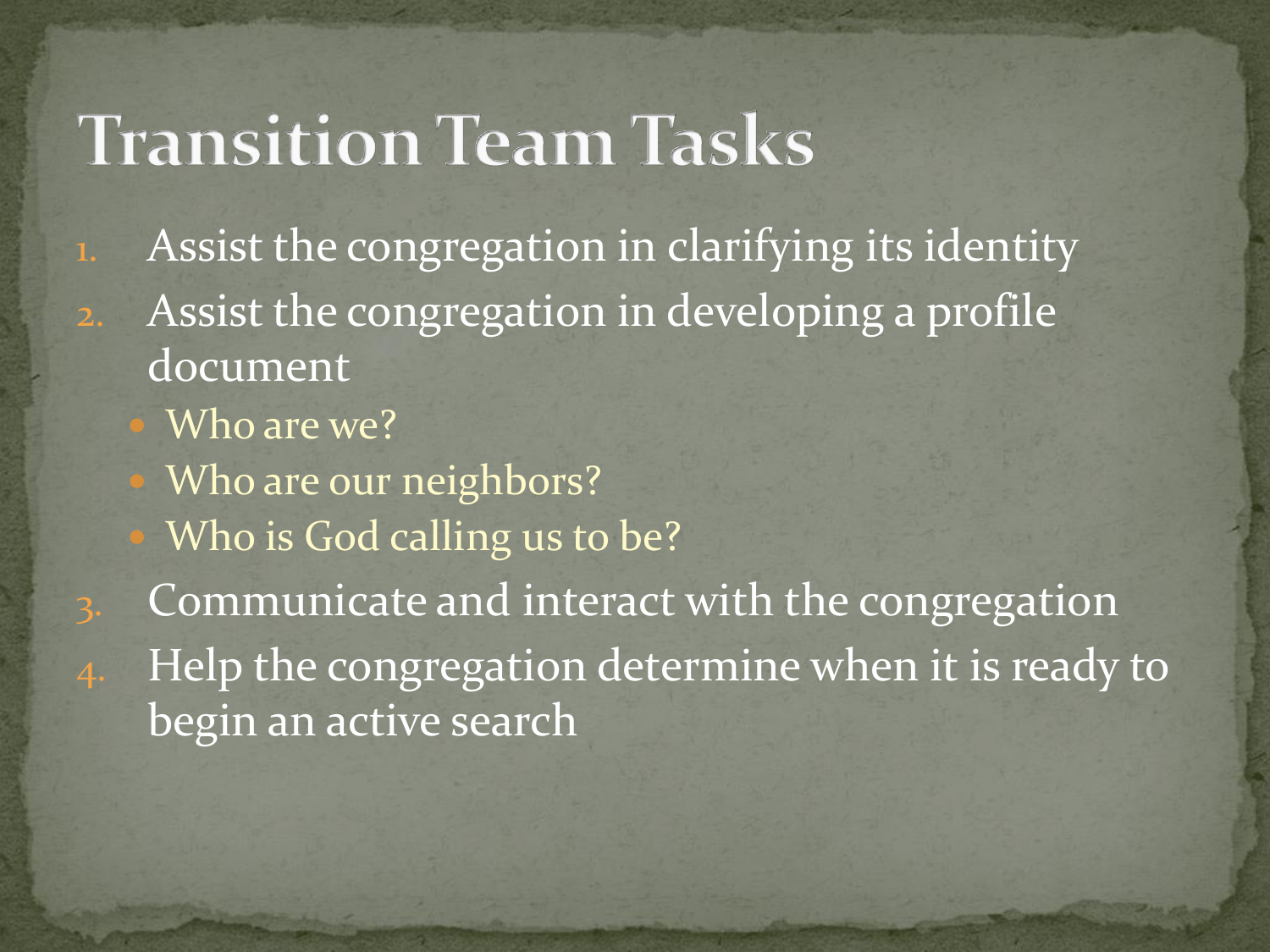# Transition Team Tasks

1. Assist the congregation in clarifying its identity
2. Assist the congregation in developing a profile document
   - Who are we?
   - Who are our neighbors?
   - Who is God calling us to be?
3. Communicate and interact with the congregation
4. Help the congregation determine when it is ready to begin an active search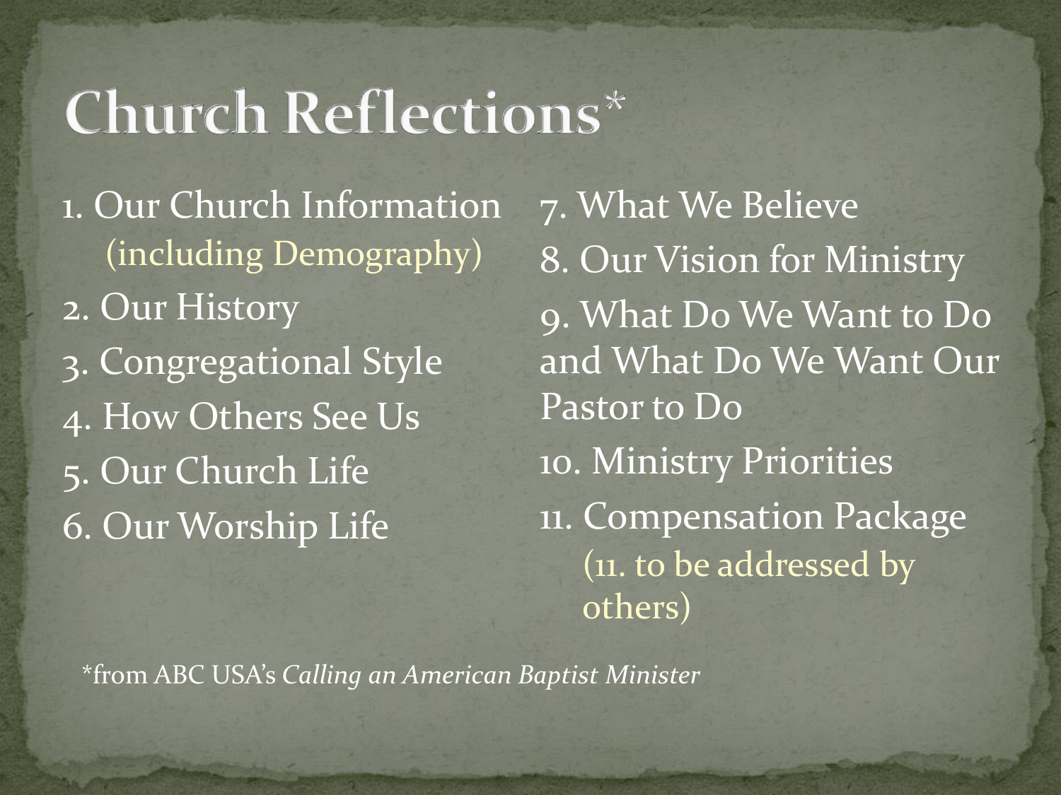# Church Reflections*

1. Our Church Information (including Demography)
2. Our History
3. Congregational Style
4. How Others See Us
5. Our Church Life
6. Our Worship Life
7. What We Believe
8. Our Vision for Ministry
9. What Do We Want to Do and What Do We Want Our Pastor to Do
10. Ministry Priorities
11. Compensation Package (11. to be addressed by others)

*from ABC USA's *Calling an American Baptist Minister*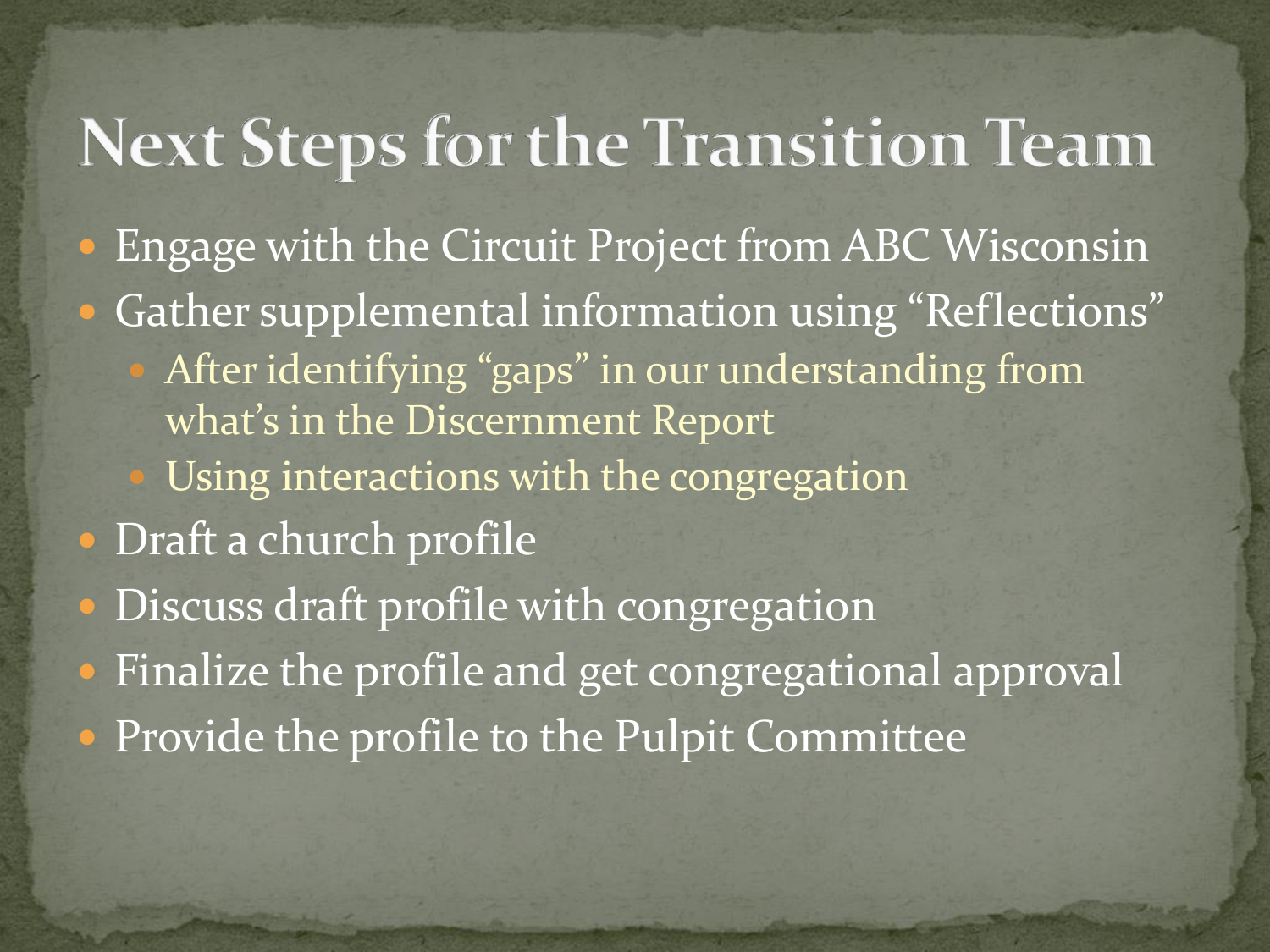# Next Steps for the Transition Team

- Engage with the Circuit Project from ABC Wisconsin
- Gather supplemental information using "Reflections"
  - After identifying "gaps" in our understanding from what's in the Discernment Report
  - Using interactions with the congregation
- Draft a church profile
- Discuss draft profile with congregation
- Finalize the profile and get congregational approval
- Provide the profile to the Pulpit Committee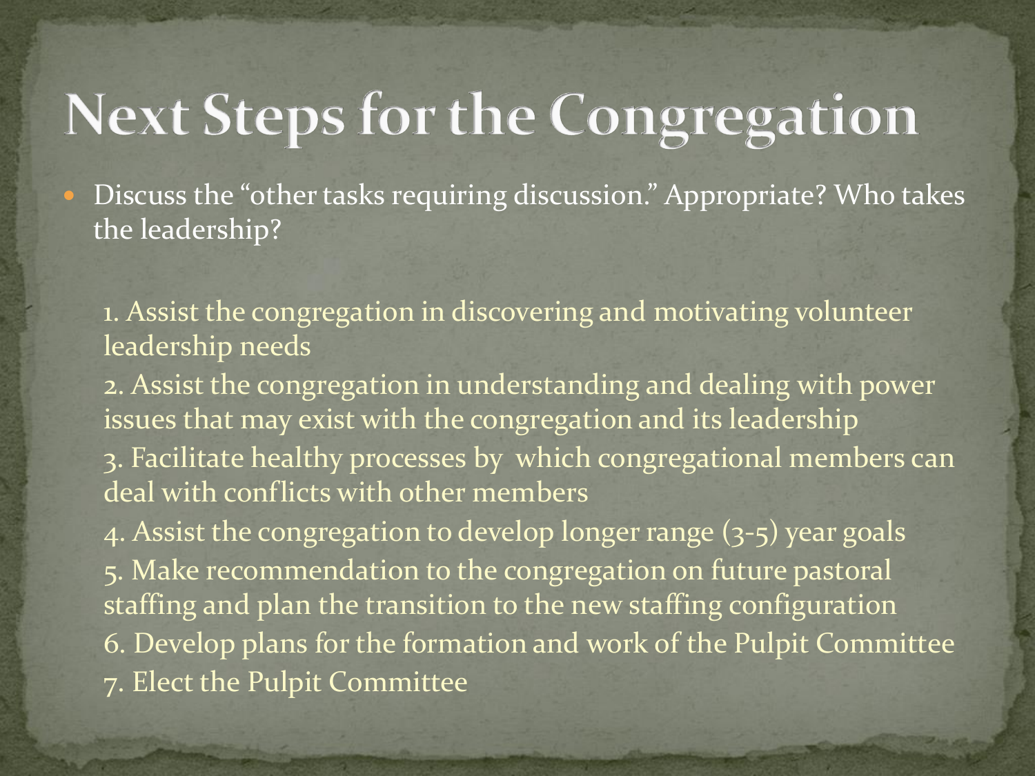# Next Steps for the Congregation

- Discuss the “other tasks requiring discussion.” Appropriate? Who takes the leadership?

1. Assist the congregation in discovering and motivating volunteer leadership needs
2. Assist the congregation in understanding and dealing with power issues that may exist with the congregation and its leadership
3. Facilitate healthy processes by which congregational members can deal with conflicts with other members
4. Assist the congregation to develop longer range (3-5) year goals
5. Make recommendation to the congregation on future pastoral staffing and plan the transition to the new staffing configuration
6. Develop plans for the formation and work of the Pulpit Committee
7. Elect the Pulpit Committee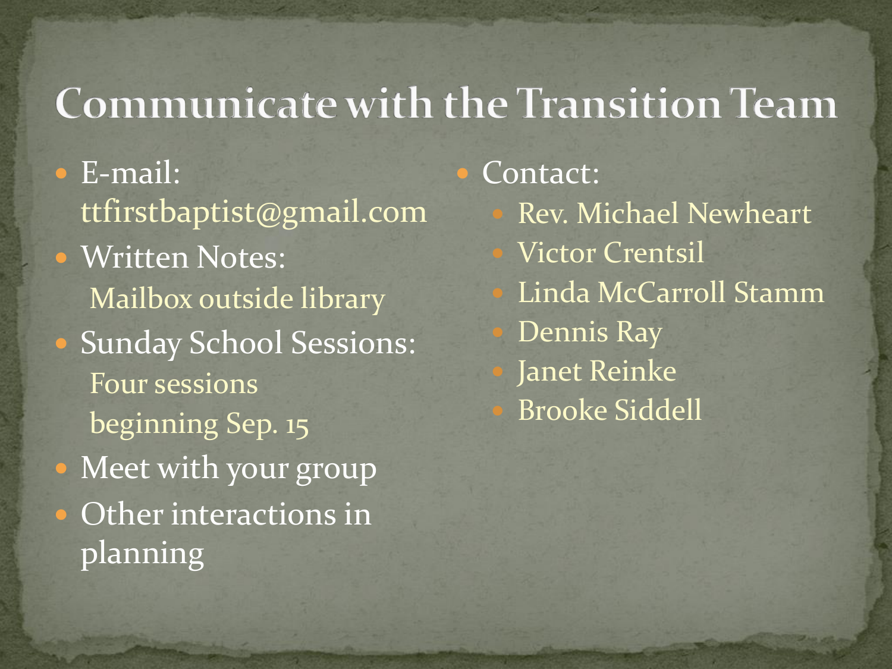# Communicate with the Transition Team

- E-mail: ttfirstbaptist@gmail.com
- Written Notes: Mailbox outside library
- Sunday School Sessions: Four sessions beginning Sep. 15
- Meet with your group
- Other interactions in planning

- Contact:
  - Rev. Michael Newheart
  - Victor Crentsil
  - Linda McCarroll Stamm
  - Dennis Ray
  - Janet Reinke
  - Brooke Siddell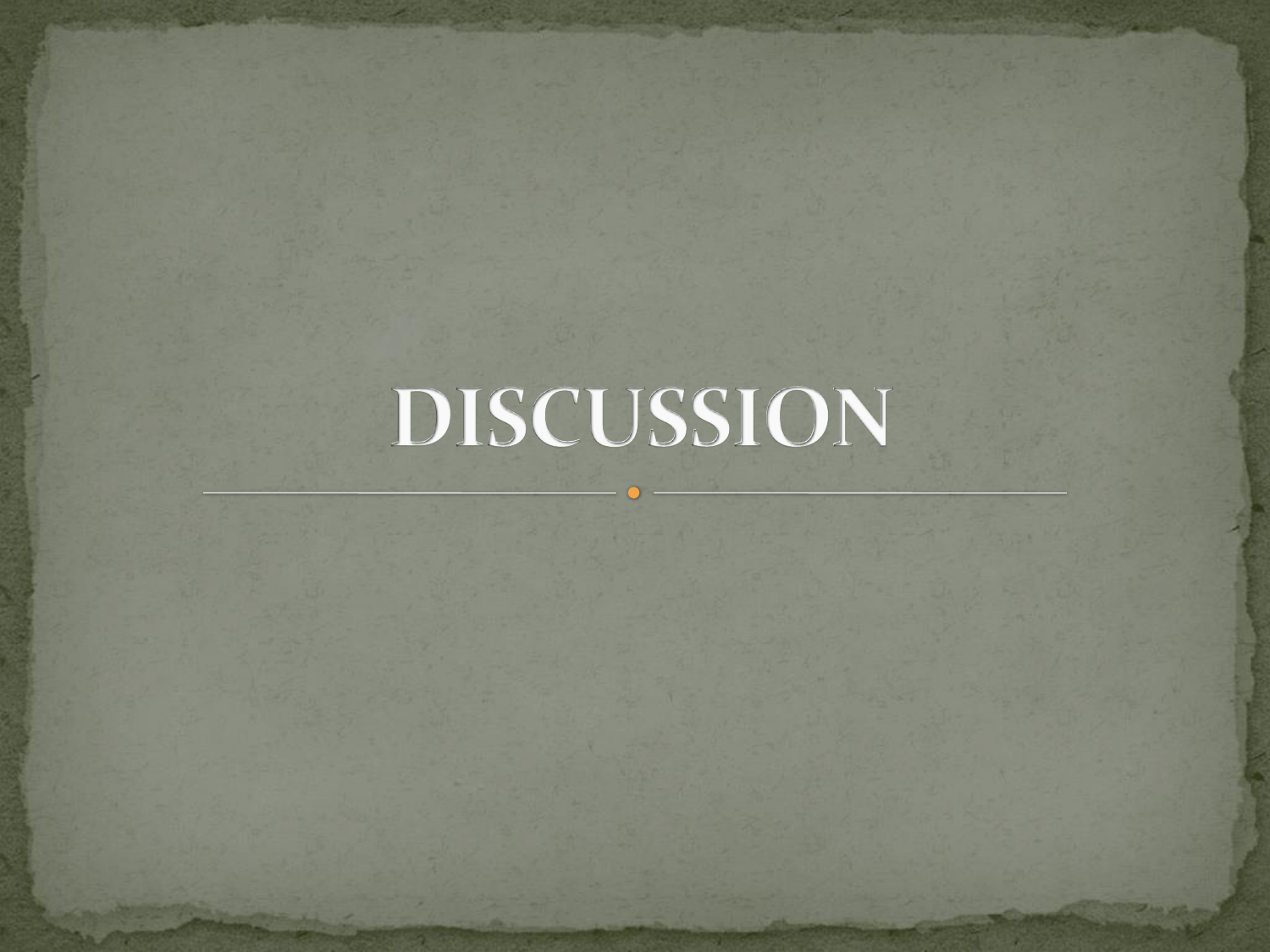# DISCUSSION